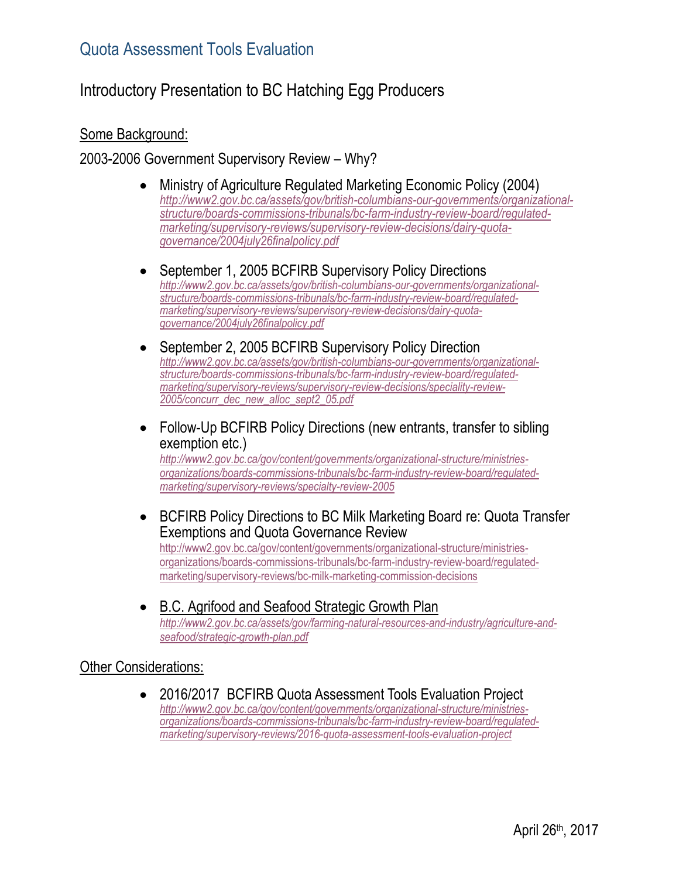# Quota Assessment Tools Evaluation

## Introductory Presentation to BC Hatching Egg Producers

Some Background:

2003-2006 Government Supervisory Review – Why?

- Ministry of Agriculture Regulated Marketing Economic Policy (2004)
  *http://www2.gov.bc.ca/assets/gov/british-columbians-our-governments/organizational-structure/boards-commissions-tribunals/bc-farm-industry-review-board/regulated-marketing/supervisory-reviews/supervisory-review-decisions/dairy-quota-governance/2004july26finalpolicy.pdf*

- September 1, 2005 BCFIRB Supervisory Policy Directions
  *http://www2.gov.bc.ca/assets/gov/british-columbians-our-governments/organizational-structure/boards-commissions-tribunals/bc-farm-industry-review-board/regulated-marketing/supervisory-reviews/supervisory-review-decisions/dairy-quota-governance/2004july26finalpolicy.pdf*

- September 2, 2005 BCFIRB Supervisory Policy Direction
  *http://www2.gov.bc.ca/assets/gov/british-columbians-our-governments/organizational-structure/boards-commissions-tribunals/bc-farm-industry-review-board/regulated-marketing/supervisory-reviews/supervisory-review-decisions/speciality-review-2005/concurr_dec_new_alloc_sept2_05.pdf*

- Follow-Up BCFIRB Policy Directions (new entrants, transfer to sibling exemption etc.)
  *http://www2.gov.bc.ca/gov/content/governments/organizational-structure/ministries-organizations/boards-commissions-tribunals/bc-farm-industry-review-board/regulated-marketing/supervisory-reviews/specialty-review-2005*

- BCFIRB Policy Directions to BC Milk Marketing Board re: Quota Transfer Exemptions and Quota Governance Review
  http://www2.gov.bc.ca/gov/content/governments/organizational-structure/ministries-organizations/boards-commissions-tribunals/bc-farm-industry-review-board/regulated-marketing/supervisory-reviews/bc-milk-marketing-commission-decisions

- B.C. Agrifood and Seafood Strategic Growth Plan
  *http://www2.gov.bc.ca/assets/gov/farming-natural-resources-and-industry/agriculture-and-seafood/strategic-growth-plan.pdf*

Other Considerations:

- 2016/2017 BCFIRB Quota Assessment Tools Evaluation Project
  *http://www2.gov.bc.ca/gov/content/governments/organizational-structure/ministries-organizations/boards-commissions-tribunals/bc-farm-industry-review-board/regulated-marketing/supervisory-reviews/2016-quota-assessment-tools-evaluation-project*

April 26th, 2017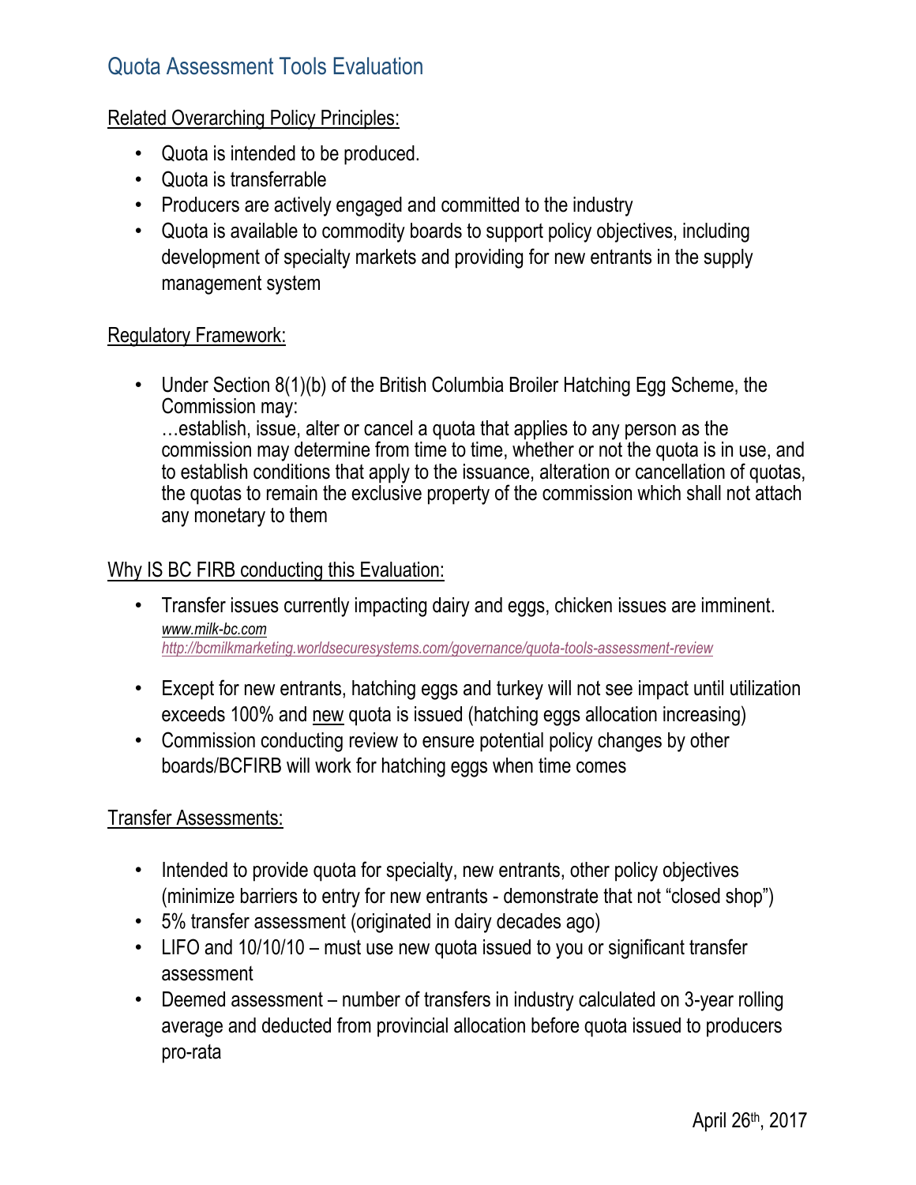## Quota Assessment Tools Evaluation

Related Overarching Policy Principles:

- Quota is intended to be produced.
- Quota is transferrable
- Producers are actively engaged and committed to the industry
- Quota is available to commodity boards to support policy objectives, including development of specialty markets and providing for new entrants in the supply management system

Regulatory Framework:

- Under Section 8(1)(b) of the British Columbia Broiler Hatching Egg Scheme, the Commission may:
  …establish, issue, alter or cancel a quota that applies to any person as the commission may determine from time to time, whether or not the quota is in use, and to establish conditions that apply to the issuance, alteration or cancellation of quotas, the quotas to remain the exclusive property of the commission which shall not attach any monetary to them

Why IS BC FIRB conducting this Evaluation:

- Transfer issues currently impacting dairy and eggs, chicken issues are imminent.
  *www.milk-bc.com*
  *http://bcmilkmarketing.worldsecuresystems.com/governance/quota-tools-assessment-review*
- Except for new entrants, hatching eggs and turkey will not see impact until utilization exceeds 100% and new quota is issued (hatching eggs allocation increasing)
- Commission conducting review to ensure potential policy changes by other boards/BCFIRB will work for hatching eggs when time comes

Transfer Assessments:

- Intended to provide quota for specialty, new entrants, other policy objectives (minimize barriers to entry for new entrants - demonstrate that not "closed shop")
- 5% transfer assessment (originated in dairy decades ago)
- LIFO and 10/10/10 – must use new quota issued to you or significant transfer assessment
- Deemed assessment – number of transfers in industry calculated on 3-year rolling average and deducted from provincial allocation before quota issued to producers pro-rata

April 26th, 2017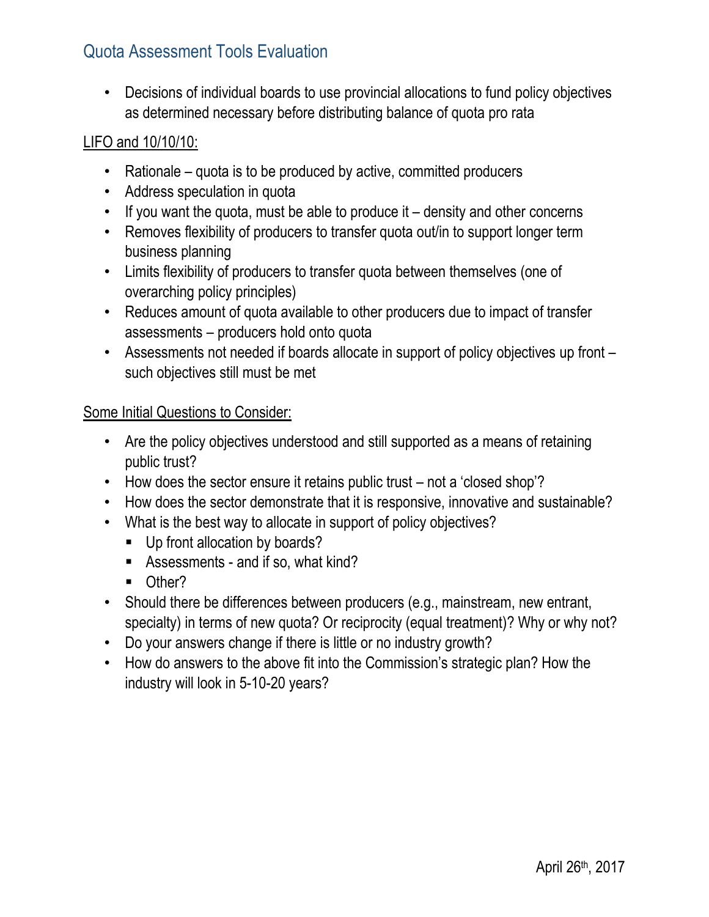## Quota Assessment Tools Evaluation

- Decisions of individual boards to use provincial allocations to fund policy objectives as determined necessary before distributing balance of quota pro rata

<u>LIFO and 10/10/10:</u>

- Rationale – quota is to be produced by active, committed producers
- Address speculation in quota
- If you want the quota, must be able to produce it – density and other concerns
- Removes flexibility of producers to transfer quota out/in to support longer term business planning
- Limits flexibility of producers to transfer quota between themselves (one of overarching policy principles)
- Reduces amount of quota available to other producers due to impact of transfer assessments – producers hold onto quota
- Assessments not needed if boards allocate in support of policy objectives up front – such objectives still must be met

<u>Some Initial Questions to Consider:</u>

- Are the policy objectives understood and still supported as a means of retaining public trust?
- How does the sector ensure it retains public trust – not a 'closed shop'?
- How does the sector demonstrate that it is responsive, innovative and sustainable?
- What is the best way to allocate in support of policy objectives?
  - Up front allocation by boards?
  - Assessments - and if so, what kind?
  - Other?
- Should there be differences between producers (e.g., mainstream, new entrant, specialty) in terms of new quota? Or reciprocity (equal treatment)? Why or why not?
- Do your answers change if there is little or no industry growth?
- How do answers to the above fit into the Commission's strategic plan? How the industry will look in 5-10-20 years?

April 26th, 2017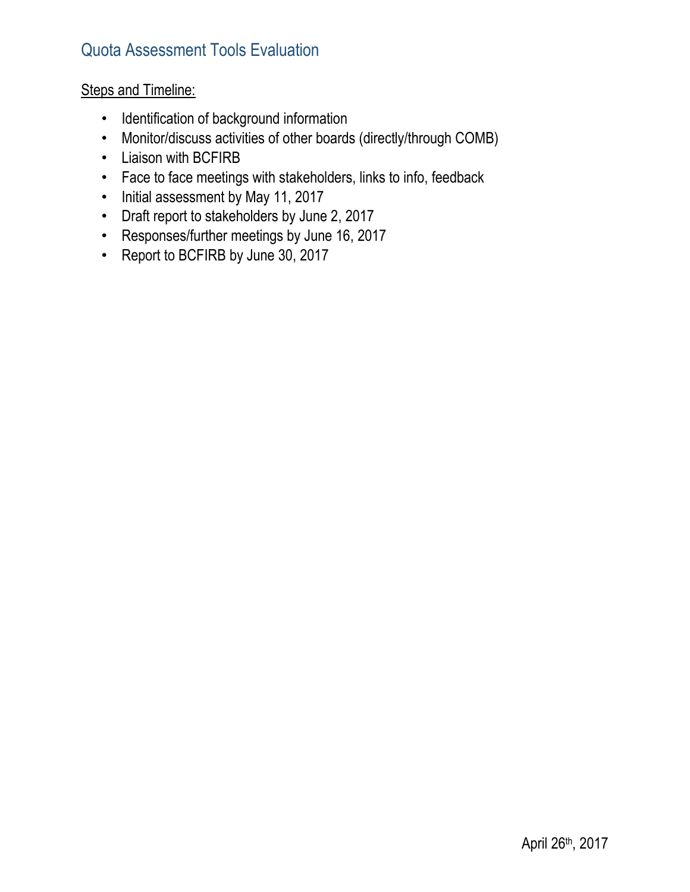## Quota Assessment Tools Evaluation

Steps and Timeline:

- Identification of background information
- Monitor/discuss activities of other boards (directly/through COMB)
- Liaison with BCFIRB
- Face to face meetings with stakeholders, links to info, feedback
- Initial assessment by May 11, 2017
- Draft report to stakeholders by June 2, 2017
- Responses/further meetings by June 16, 2017
- Report to BCFIRB by June 30, 2017

April 26th, 2017